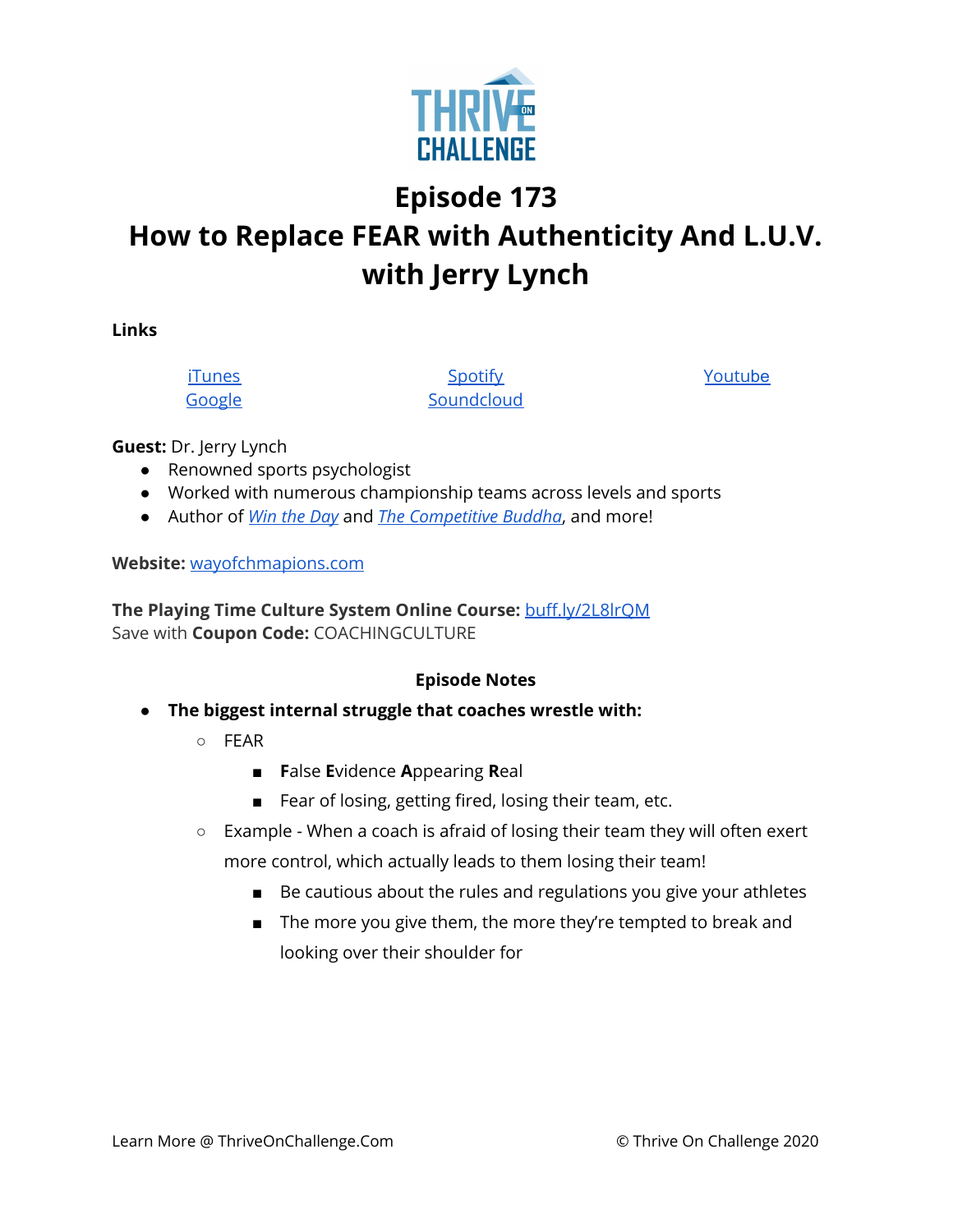# Episode 173
# How to Replace FEAR with Authenticity And L.U.V. with Jerry Lynch

**Links**

[iTunes](#) [Google](#) [Spotify](#) [Soundcloud](#) [Youtube](#)

**Guest:** Dr. Jerry Lynch

- Renowned sports psychologist
- Worked with numerous championship teams across levels and sports
- Author of *[Win the Day](#)* and *[The Competitive Buddha](#)*, and more!

**Website:** [wayofchmapions.com](#)

**The Playing Time Culture System Online Course:** [buff.ly/2L8lrQM](#)
Save with **Coupon Code:** COACHINGCULTURE

**Episode Notes**

- **The biggest internal struggle that coaches wrestle with:**
  - FEAR
    - **F**alse **E**vidence **A**ppearing **R**eal
    - Fear of losing, getting fired, losing their team, etc.
  - Example - When a coach is afraid of losing their team they will often exert more control, which actually leads to them losing their team!
    - Be cautious about the rules and regulations you give your athletes
    - The more you give them, the more they're tempted to break and looking over their shoulder for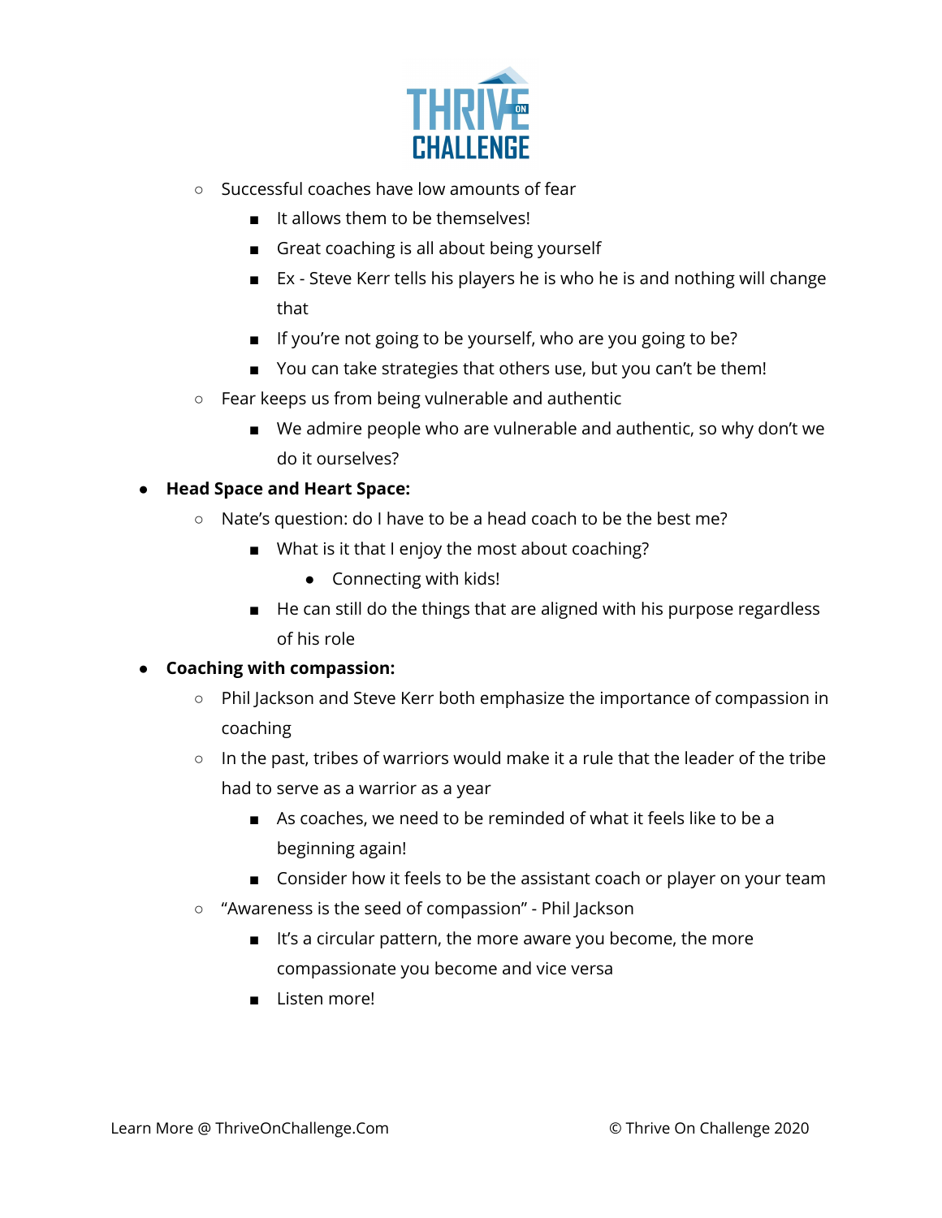- Successful coaches have low amounts of fear
    - It allows them to be themselves!
    - Great coaching is all about being yourself
    - Ex - Steve Kerr tells his players he is who he is and nothing will change that
    - If you're not going to be yourself, who are you going to be?
    - You can take strategies that others use, but you can't be them!
- Fear keeps us from being vulnerable and authentic
    - We admire people who are vulnerable and authentic, so why don't we do it ourselves?

- **Head Space and Heart Space:**
    - Nate's question: do I have to be a head coach to be the best me?
        - What is it that I enjoy the most about coaching?
            - Connecting with kids!
        - He can still do the things that are aligned with his purpose regardless of his role
- **Coaching with compassion:**
    - Phil Jackson and Steve Kerr both emphasize the importance of compassion in coaching
    - In the past, tribes of warriors would make it a rule that the leader of the tribe had to serve as a warrior as a year
        - As coaches, we need to be reminded of what it feels like to be a beginning again!
        - Consider how it feels to be the assistant coach or player on your team
    - "Awareness is the seed of compassion" - Phil Jackson
        - It's a circular pattern, the more aware you become, the more compassionate you become and vice versa
        - Listen more!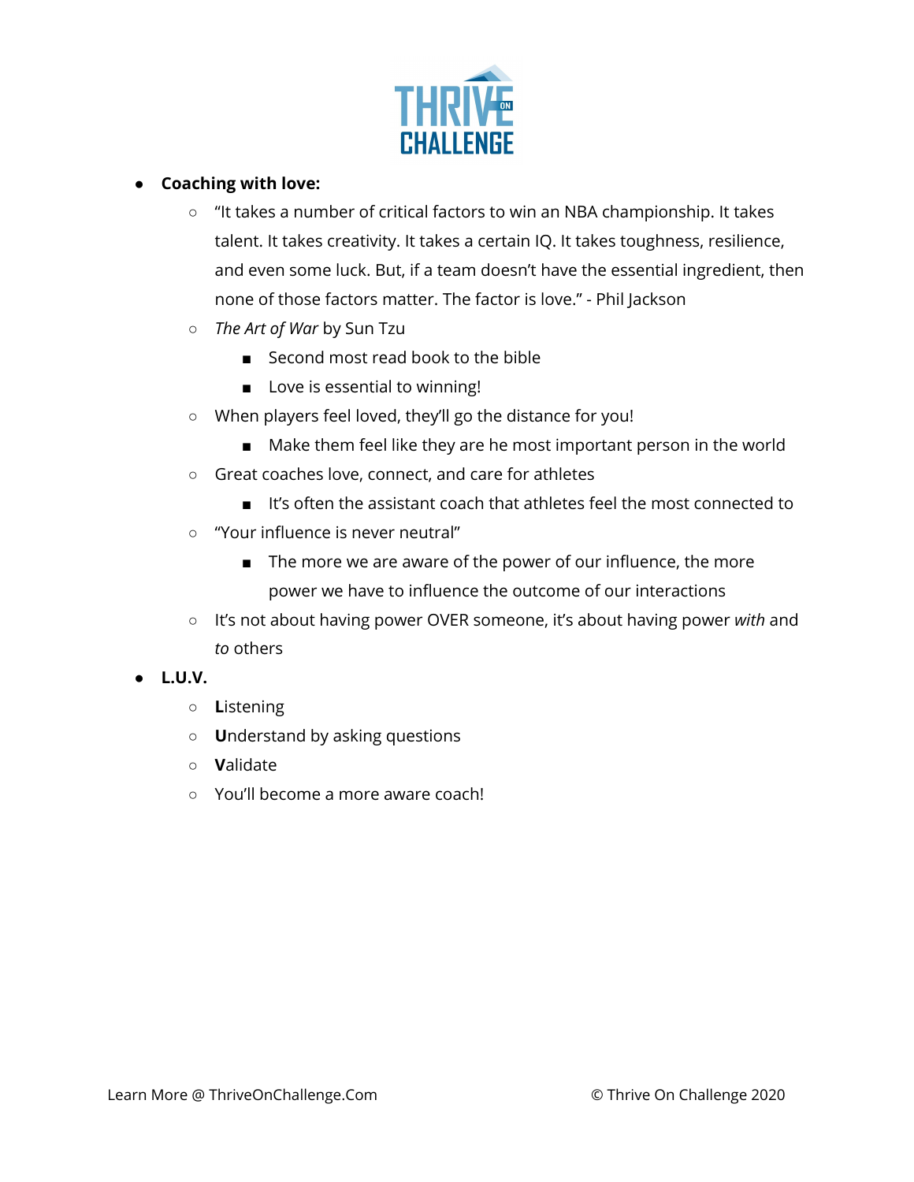- **Coaching with love:**
  - "It takes a number of critical factors to win an NBA championship. It takes talent. It takes creativity. It takes a certain IQ. It takes toughness, resilience, and even some luck. But, if a team doesn't have the essential ingredient, then none of those factors matter. The factor is love." - Phil Jackson
  - *The Art of War* by Sun Tzu
    - Second most read book to the bible
    - Love is essential to winning!
  - When players feel loved, they'll go the distance for you!
    - Make them feel like they are he most important person in the world
  - Great coaches love, connect, and care for athletes
    - It's often the assistant coach that athletes feel the most connected to
  - "Your influence is never neutral"
    - The more we are aware of the power of our influence, the more power we have to influence the outcome of our interactions
  - It's not about having power OVER someone, it's about having power *with* and *to* others
- **L.U.V.**
  - **L**istening
  - **U**nderstand by asking questions
  - **V**alidate
  - You'll become a more aware coach!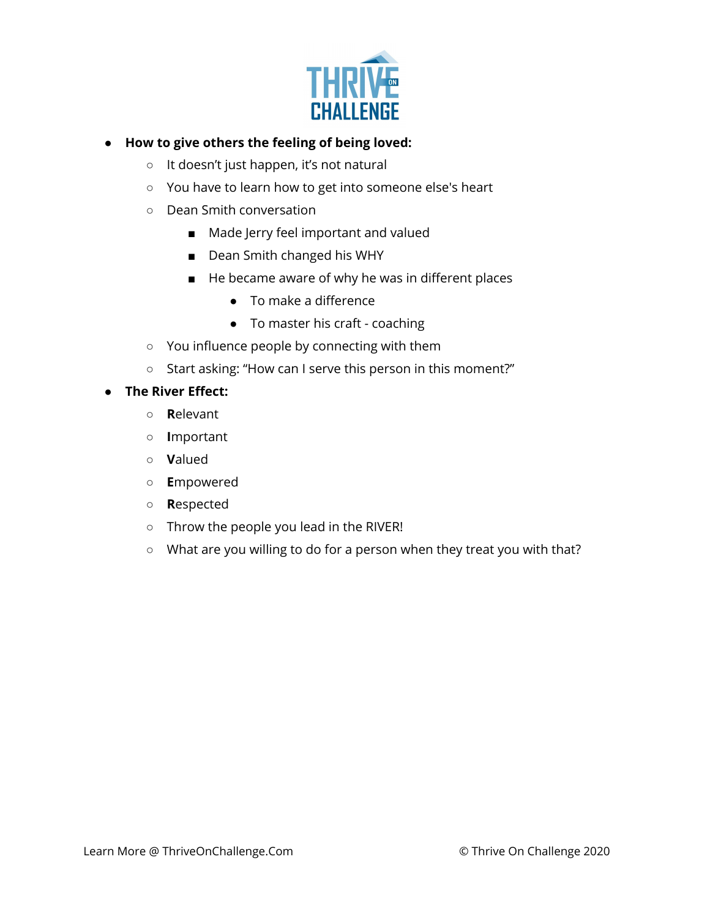- **How to give others the feeling of being loved:**
    - It doesn't just happen, it's not natural
    - You have to learn how to get into someone else's heart
    - Dean Smith conversation
        - Made Jerry feel important and valued
        - Dean Smith changed his WHY
        - He became aware of why he was in different places
            - To make a difference
            - To master his craft - coaching
    - You influence people by connecting with them
    - Start asking: "How can I serve this person in this moment?"
- **The River Effect:**
    - **R**elevant
    - **I**mportant
    - **V**alued
    - **E**mpowered
    - **R**espected
    - Throw the people you lead in the RIVER!
    - What are you willing to do for a person when they treat you with that?